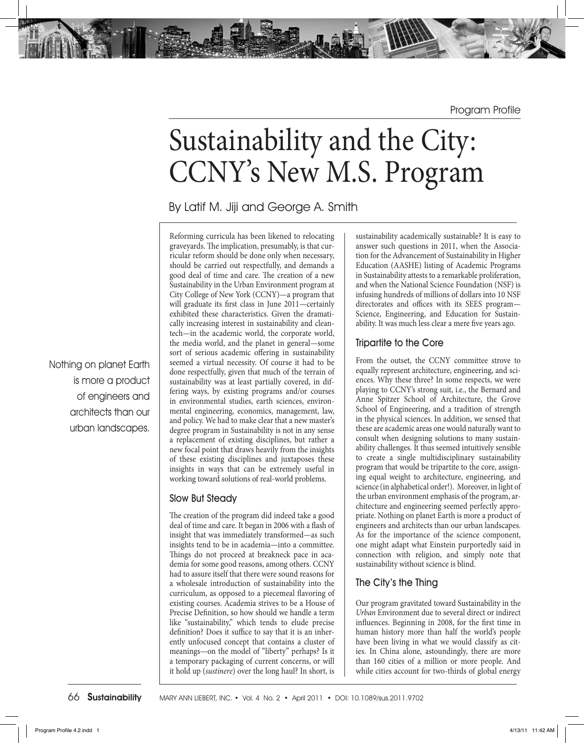Program Profile

# Sustainability and the City: CCNY's New M.S. Program

By Latif M. Jiji and George A. Smith

Reforming curricula has been likened to relocating graveyards. The implication, presumably, is that curricular reform should be done only when necessary, should be carried out respectfully, and demands a good deal of time and care. The creation of a new Sustainability in the Urban Environment program at City College of New York (CCNY)—a program that will graduate its first class in June 2011—certainly exhibited these characteristics. Given the dramatically increasing interest in sustainability and clean-tech—in the academic world, the corporate world, the media world, and the planet in general—some sort of serious academic offering in sustainability seemed a virtual necessity. Of course it had to be done respectfully, given that much of the terrain of sustainability was at least partially covered, in differing ways, by existing programs and/or courses in environmental studies, earth sciences, environmental engineering, economics, management, law, and policy. We had to make clear that a new master's degree program in Sustainability is not in any sense a replacement of existing disciplines, but rather a new focal point that draws heavily from the insights of these existing disciplines and juxtaposes these insights in ways that can be extremely useful in working toward solutions of real-world problems.

## Slow But Steady

The creation of the program did indeed take a good deal of time and care. It began in 2006 with a flash of insight that was immediately transformed—as such insights tend to be in academia—into a committee. Things do not proceed at breakneck pace in academia for some good reasons, among others. CCNY had to assure itself that there were sound reasons for a wholesale introduction of sustainability into the curriculum, as opposed to a piecemeal flavoring of existing courses. Academia strives to be a House of Precise Definition, so how should we handle a term like "sustainability," which tends to elude precise definition? Does it suffice to say that it is an inherently unfocused concept that contains a cluster of meanings—on the model of "liberty" perhaps? Is it a temporary packaging of current concerns, or will it hold up (*sustinere*) over the long haul? In short, is sustainability academically sustainable? It is easy to answer such questions in 2011, when the Association for the Advancement of Sustainability in Higher Education (AASHE) listing of Academic Programs in Sustainability attests to a remarkable proliferation, and when the National Science Foundation (NSF) is infusing hundreds of millions of dollars into 10 NSF directorates and offices with its SEES program—Science, Engineering, and Education for Sustainability. It was much less clear a mere five years ago.

## Tripartite to the Core

From the outset, the CCNY committee strove to equally represent architecture, engineering, and sciences. Why these three? In some respects, we were playing to CCNY's strong suit, i.e., the Bernard and Anne Spitzer School of Architecture, the Grove School of Engineering, and a tradition of strength in the physical sciences. In addition, we sensed that these are academic areas one would naturally want to consult when designing solutions to many sustainability challenges. It thus seemed intuitively sensible to create a single multidisciplinary sustainability program that would be tripartite to the core, assigning equal weight to architecture, engineering, and science (in alphabetical order!). Moreover, in light of the urban environment emphasis of the program, architecture and engineering seemed perfectly appropriate. Nothing on planet Earth is more a product of engineers and architects than our urban landscapes. As for the importance of the science component, one might adapt what Einstein purportedly said in connection with religion, and simply note that sustainability without science is blind.

> Nothing on planet Earth is more a product of engineers and architects than our urban landscapes.

## The City's the Thing

Our program gravitated toward Sustainability in the *Urban* Environment due to several direct or indirect influences. Beginning in 2008, for the first time in human history more than half the world's people have been living in what we would classify as cities. In China alone, astoundingly, there are more than 160 cities of a million or more people. And while cities account for two-thirds of global energy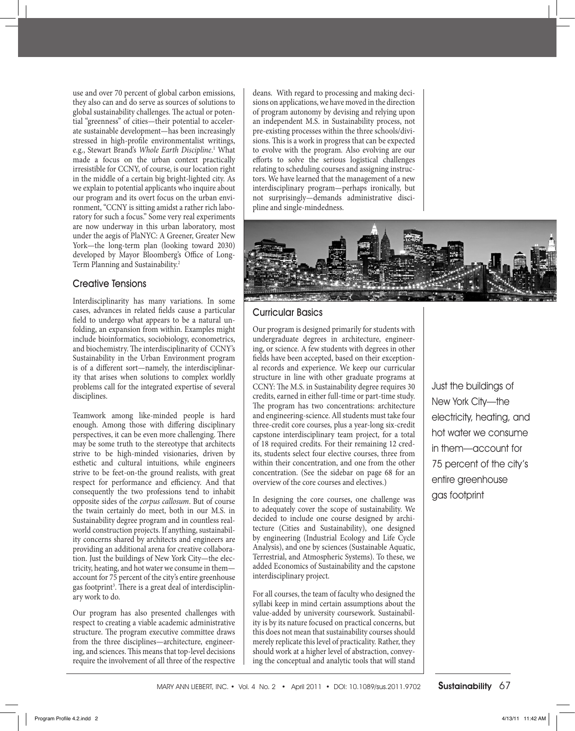use and over 70 percent of global carbon emissions, they also can and do serve as sources of solutions to global sustainability challenges. The actual or potential "greenness" of cities—their potential to accelerate sustainable development—has been increasingly stressed in high-profile environmentalist writings, e.g., Stewart Brand's *Whole Earth Discipline*.[1] What made a focus on the urban context practically irresistible for CCNY, of course, is our location right in the middle of a certain big bright-lighted city. As we explain to potential applicants who inquire about our program and its overt focus on the urban environment, "CCNY is sitting amidst a rather rich laboratory for such a focus." Some very real experiments are now underway in this urban laboratory, most under the aegis of PlaNYC: A Greener, Greater New York—the long-term plan (looking toward 2030) developed by Mayor Bloomberg's Office of Long-Term Planning and Sustainability.[2]

## Creative Tensions

Interdisciplinarity has many variations. In some cases, advances in related fields cause a particular field to undergo what appears to be a natural unfolding, an expansion from within. Examples might include bioinformatics, sociobiology, econometrics, and biochemistry. The interdisciplinarity of CCNY's Sustainability in the Urban Environment program is of a different sort—namely, the interdisciplinarity that arises when solutions to complex worldly problems call for the integrated expertise of several disciplines.

Teamwork among like-minded people is hard enough. Among those with differing disciplinary perspectives, it can be even more challenging. There may be some truth to the stereotype that architects strive to be high-minded visionaries, driven by esthetic and cultural intuitions, while engineers strive to be feet-on-the ground realists, with great respect for performance and efficiency. And that consequently the two professions tend to inhabit opposite sides of the *corpus callosum*. But of course the twain certainly do meet, both in our M.S. in Sustainability degree program and in countless real-world construction projects. If anything, sustainability concerns shared by architects and engineers are providing an additional arena for creative collaboration. Just the buildings of New York City—the electricity, heating, and hot water we consume in them—account for 75 percent of the city's entire greenhouse gas footprint[3]. There is a great deal of interdisciplinary work to do.

Our program has also presented challenges with respect to creating a viable academic administrative structure. The program executive committee draws from the three disciplines—architecture, engineering, and sciences. This means that top-level decisions require the involvement of all three of the respective deans. With regard to processing and making decisions on applications, we have moved in the direction of program autonomy by devising and relying upon an independent M.S. in Sustainability process, not pre-existing processes within the three schools/divisions. This is a work in progress that can be expected to evolve with the program. Also evolving are our efforts to solve the serious logistical challenges relating to scheduling courses and assigning instructors. We have learned that the management of a new interdisciplinary program—perhaps ironically, but not surprisingly—demands administrative discipline and single-mindedness.

## Curricular Basics

Our program is designed primarily for students with undergraduate degrees in architecture, engineering, or science. A few students with degrees in other fields have been accepted, based on their exceptional records and experience. We keep our curricular structure in line with other graduate programs at CCNY: The M.S. in Sustainability degree requires 30 credits, earned in either full-time or part-time study. The program has two concentrations: architecture and engineering-science. All students must take four three-credit core courses, plus a year-long six-credit capstone interdisciplinary team project, for a total of 18 required credits. For their remaining 12 credits, students select four elective courses, three from within their concentration, and one from the other concentration. (See the sidebar on page 68 for an overview of the core courses and electives.)

In designing the core courses, one challenge was to adequately cover the scope of sustainability. We decided to include one course designed by architecture (Cities and Sustainability), one designed by engineering (Industrial Ecology and Life Cycle Analysis), and one by sciences (Sustainable Aquatic, Terrestrial, and Atmospheric Systems). To these, we added Economics of Sustainability and the capstone interdisciplinary project.

For all courses, the team of faculty who designed the syllabi keep in mind certain assumptions about the value-added by university coursework. Sustainability is by its nature focused on practical concerns, but this does not mean that sustainability courses should merely replicate this level of practicality. Rather, they should work at a higher level of abstraction, conveying the conceptual and analytic tools that will stand

Just the buildings of New York City—the electricity, heating, and hot water we consume in them—account for 75 percent of the city's entire greenhouse gas footprint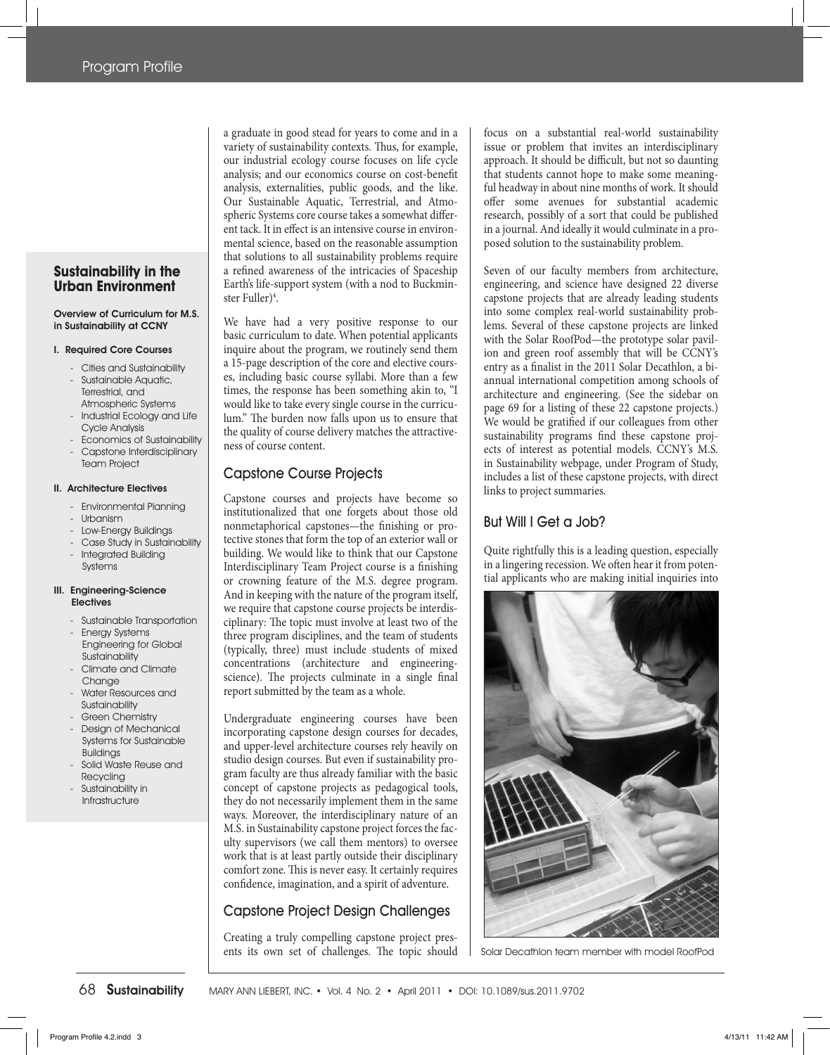a graduate in good stead for years to come and in a variety of sustainability contexts. Thus, for example, our industrial ecology course focuses on life cycle analysis; and our economics course on cost-benefit analysis, externalities, public goods, and the like. Our Sustainable Aquatic, Terrestrial, and Atmospheric Systems core course takes a somewhat different tack. It in effect is an intensive course in environmental science, based on the reasonable assumption that solutions to all sustainability problems require a refined awareness of the intricacies of Spaceship Earth's life-support system (with a nod to Buckminster Fuller)[4].

We have had a very positive response to our basic curriculum to date. When potential applicants inquire about the program, we routinely send them a 15-page description of the core and elective courses, including basic course syllabi. More than a few times, the response has been something akin to, "I would like to take every single course in the curriculum." The burden now falls upon us to ensure that the quality of course delivery matches the attractiveness of course content.

## Capstone Course Projects

Capstone courses and projects have become so institutionalized that one forgets about those old nonmetaphorical capstones—the finishing or protective stones that form the top of an exterior wall or building. We would like to think that our Capstone Interdisciplinary Team Project course is a finishing or crowning feature of the M.S. degree program. And in keeping with the nature of the program itself, we require that capstone course projects be interdisciplinary: The topic must involve at least two of the three program disciplines, and the team of students (typically, three) must include students of mixed concentrations (architecture and engineering-science). The projects culminate in a single final report submitted by the team as a whole.

Undergraduate engineering courses have been incorporating capstone design courses for decades, and upper-level architecture courses rely heavily on studio design courses. But even if sustainability program faculty are thus already familiar with the basic concept of capstone projects as pedagogical tools, they do not necessarily implement them in the same ways. Moreover, the interdisciplinary nature of an M.S. in Sustainability capstone project forces the faculty supervisors (we call them mentors) to oversee work that is at least partly outside their disciplinary comfort zone. This is never easy. It certainly requires confidence, imagination, and a spirit of adventure.

## Capstone Project Design Challenges

Creating a truly compelling capstone project presents its own set of challenges. The topic should focus on a substantial real-world sustainability issue or problem that invites an interdisciplinary approach. It should be difficult, but not so daunting that students cannot hope to make some meaningful headway in about nine months of work. It should offer some avenues for substantial academic research, possibly of a sort that could be published in a journal. And ideally it would culminate in a proposed solution to the sustainability problem.

Seven of our faculty members from architecture, engineering, and science have designed 22 diverse capstone projects that are already leading students into some complex real-world sustainability problems. Several of these capstone projects are linked with the Solar RoofPod—the prototype solar pavilion and green roof assembly that will be CCNY's entry as a finalist in the 2011 Solar Decathlon, a biannual international competition among schools of architecture and engineering. (See the sidebar on page 69 for a listing of these 22 capstone projects.) We would be gratified if our colleagues from other sustainability programs find these capstone projects of interest as potential models. CCNY's M.S. in Sustainability webpage, under Program of Study, includes a list of these capstone projects, with direct links to project summaries.

## But Will I Get a Job?

Quite rightfully this is a leading question, especially in a lingering recession. We often hear it from potential applicants who are making initial inquiries into

Solar Decathlon team member with model RoofPod

### Sustainability in the Urban Environment

**Overview of Curriculum for M.S. in Sustainability at CCNY**

**I. Required Core Courses**

- Cities and Sustainability
- Sustainable Aquatic, Terrestrial, and Atmospheric Systems
- Industrial Ecology and Life Cycle Analysis
- Economics of Sustainability
- Capstone Interdisciplinary Team Project

**II. Architecture Electives**

- Environmental Planning
- Urbanism
- Low-Energy Buildings
- Case Study in Sustainability
- Integrated Building Systems

**III. Engineering-Science Electives**

- Sustainable Transportation
- Energy Systems Engineering for Global Sustainability
- Climate and Climate Change
- Water Resources and Sustainability
- Green Chemistry
- Design of Mechanical Systems for Sustainable Buildings
- Solid Waste Reuse and Recycling
- Sustainability in Infrastructure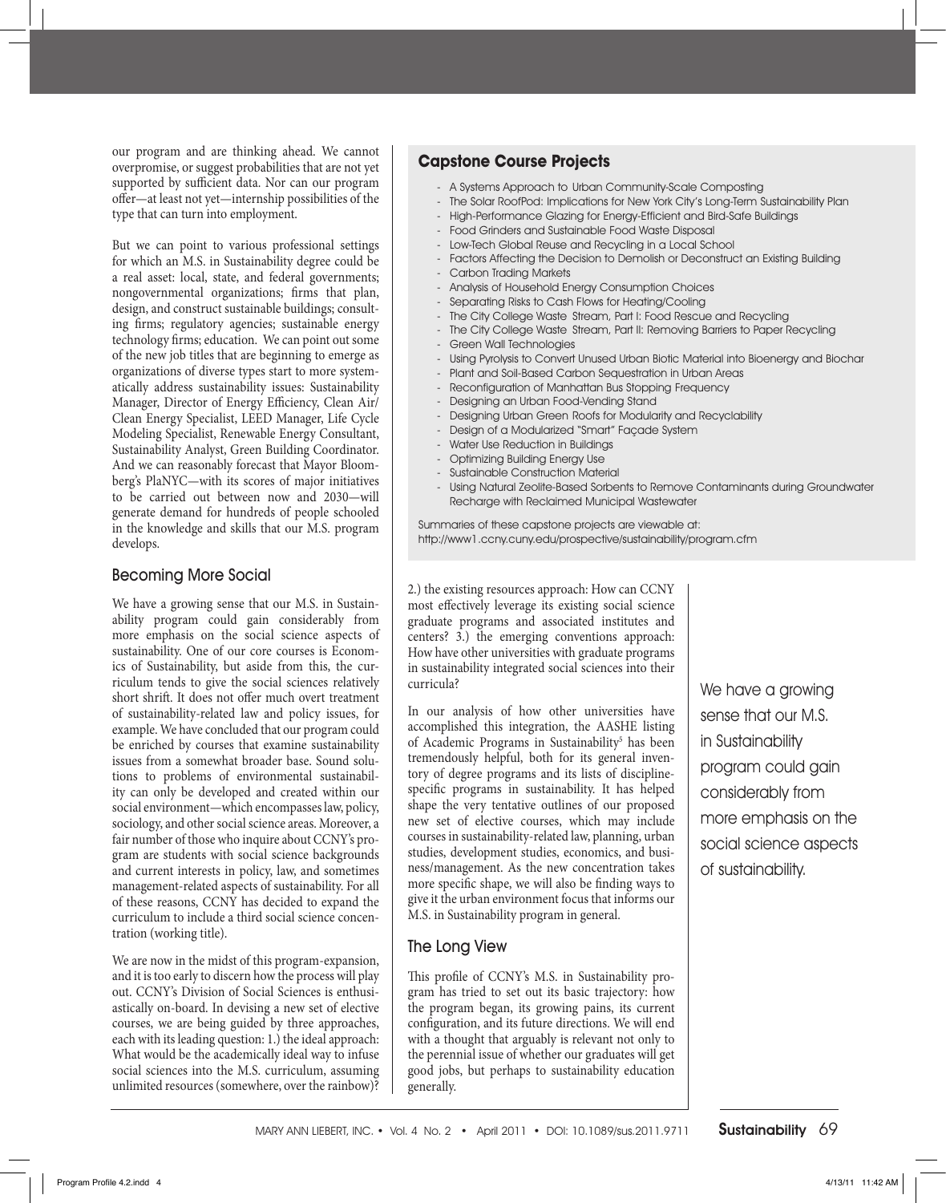our program and are thinking ahead. We cannot overpromise, or suggest probabilities that are not yet supported by sufficient data. Nor can our program offer—at least not yet—internship possibilities of the type that can turn into employment.

But we can point to various professional settings for which an M.S. in Sustainability degree could be a real asset: local, state, and federal governments; nongovernmental organizations; firms that plan, design, and construct sustainable buildings; consulting firms; regulatory agencies; sustainable energy technology firms; education. We can point out some of the new job titles that are beginning to emerge as organizations of diverse types start to more systematically address sustainability issues: Sustainability Manager, Director of Energy Efficiency, Clean Air/Clean Energy Specialist, LEED Manager, Life Cycle Modeling Specialist, Renewable Energy Consultant, Sustainability Analyst, Green Building Coordinator. And we can reasonably forecast that Mayor Bloomberg's PlaNYC—with its scores of major initiatives to be carried out between now and 2030—will generate demand for hundreds of people schooled in the knowledge and skills that our M.S. program develops.

## Becoming More Social

We have a growing sense that our M.S. in Sustainability program could gain considerably from more emphasis on the social science aspects of sustainability. One of our core courses is Economics of Sustainability, but aside from this, the curriculum tends to give the social sciences relatively short shrift. It does not offer much overt treatment of sustainability-related law and policy issues, for example. We have concluded that our program could be enriched by courses that examine sustainability issues from a somewhat broader base. Sound solutions to problems of environmental sustainability can only be developed and created within our social environment—which encompasses law, policy, sociology, and other social science areas. Moreover, a fair number of those who inquire about CCNY's program are students with social science backgrounds and current interests in policy, law, and sometimes management-related aspects of sustainability. For all of these reasons, CCNY has decided to expand the curriculum to include a third social science concentration (working title).

We are now in the midst of this program-expansion, and it is too early to discern how the process will play out. CCNY's Division of Social Sciences is enthusiastically on-board. In devising a new set of elective courses, we are being guided by three approaches, each with its leading question: 1.) the ideal approach: What would be the academically ideal way to infuse social sciences into the M.S. curriculum, assuming unlimited resources (somewhere, over the rainbow)? 2.) the existing resources approach: How can CCNY most effectively leverage its existing social science graduate programs and associated institutes and centers? 3.) the emerging conventions approach: How have other universities with graduate programs in sustainability integrated social sciences into their curricula?

In our analysis of how other universities have accomplished this integration, the AASHE listing of Academic Programs in Sustainability[5] has been tremendously helpful, both for its general inventory of degree programs and its lists of discipline-specific programs in sustainability. It has helped shape the very tentative outlines of our proposed new set of elective courses, which may include courses in sustainability-related law, planning, urban studies, development studies, economics, and business/management. As the new concentration takes more specific shape, we will also be finding ways to give it the urban environment focus that informs our M.S. in Sustainability program in general.

## The Long View

This profile of CCNY's M.S. in Sustainability program has tried to set out its basic trajectory: how the program began, its growing pains, its current configuration, and its future directions. We will end with a thought that arguably is relevant not only to the perennial issue of whether our graduates will get good jobs, but perhaps to sustainability education generally.

### Capstone Course Projects

- A Systems Approach to Urban Community-Scale Composting
- The Solar RoofPod: Implications for New York City's Long-Term Sustainability Plan
- High-Performance Glazing for Energy-Efficient and Bird-Safe Buildings
- Food Grinders and Sustainable Food Waste Disposal
- Low-Tech Global Reuse and Recycling in a Local School
- Factors Affecting the Decision to Demolish or Deconstruct an Existing Building
- Carbon Trading Markets
- Analysis of Household Energy Consumption Choices
- Separating Risks to Cash Flows for Heating/Cooling
- The City College Waste Stream, Part I: Food Rescue and Recycling
- The City College Waste Stream, Part II: Removing Barriers to Paper Recycling
- Green Wall Technologies
- Using Pyrolysis to Convert Unused Urban Biotic Material into Bioenergy and Biochar
- Plant and Soil-Based Carbon Sequestration in Urban Areas
- Reconfiguration of Manhattan Bus Stopping Frequency
- Designing an Urban Food-Vending Stand
- Designing Urban Green Roofs for Modularity and Recyclability
- Design of a Modularized "Smart" Façade System
- Water Use Reduction in Buildings
- Optimizing Building Energy Use
- Sustainable Construction Material
- Using Natural Zeolite-Based Sorbents to Remove Contaminants during Groundwater Recharge with Reclaimed Municipal Wastewater

Summaries of these capstone projects are viewable at:
http://www1.ccny.cuny.edu/prospective/sustainability/program.cfm

> We have a growing sense that our M.S. in Sustainability program could gain considerably from more emphasis on the social science aspects of sustainability.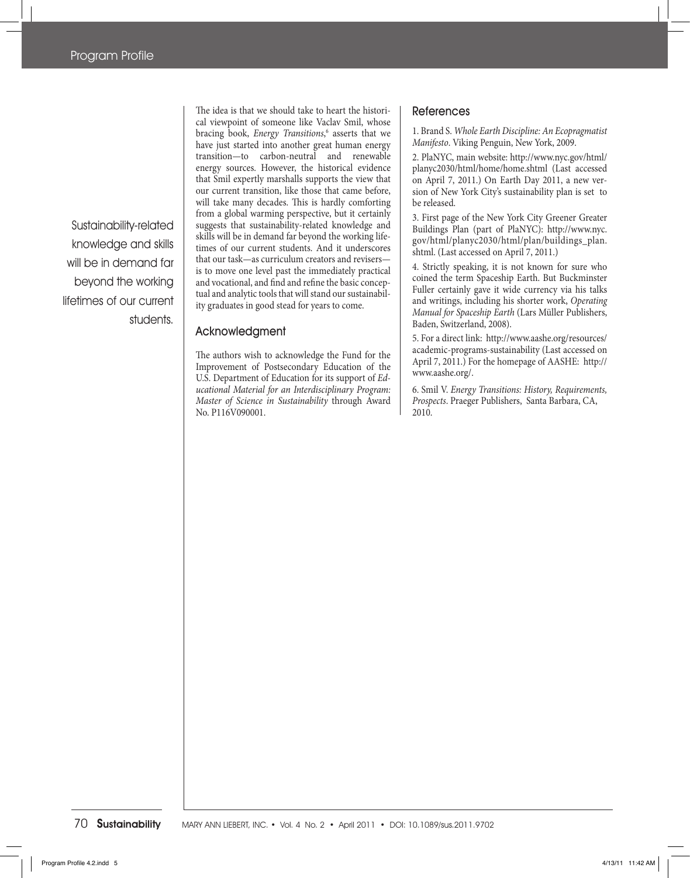Sustainability-related knowledge and skills will be in demand far beyond the working lifetimes of our current students.

The idea is that we should take to heart the historical viewpoint of someone like Vaclav Smil, whose bracing book, *Energy Transitions*,[6] asserts that we have just started into another great human energy transition—to carbon-neutral and renewable energy sources. However, the historical evidence that Smil expertly marshalls supports the view that our current transition, like those that came before, will take many decades. This is hardly comforting from a global warming perspective, but it certainly suggests that sustainability-related knowledge and skills will be in demand far beyond the working lifetimes of our current students. And it underscores that our task—as curriculum creators and revisers—is to move one level past the immediately practical and vocational, and find and refine the basic conceptual and analytic tools that will stand our sustainability graduates in good stead for years to come.

## Acknowledgment

The authors wish to acknowledge the Fund for the Improvement of Postsecondary Education of the U.S. Department of Education for its support of *Educational Material for an Interdisciplinary Program: Master of Science in Sustainability* through Award No. P116V090001.

## References

1. Brand S. *Whole Earth Discipline: An Ecopragmatist Manifesto*. Viking Penguin, New York, 2009.

2. PlaNYC, main website: http://www.nyc.gov/html/planyc2030/html/home/home.shtml (Last accessed on April 7, 2011.) On Earth Day 2011, a new version of New York City's sustainability plan is set to be released.

3. First page of the New York City Greener Greater Buildings Plan (part of PlaNYC): http://www.nyc.gov/html/planyc2030/html/plan/buildings_plan.shtml. (Last accessed on April 7, 2011.)

4. Strictly speaking, it is not known for sure who coined the term Spaceship Earth. But Buckminster Fuller certainly gave it wide currency via his talks and writings, including his shorter work, *Operating Manual for Spaceship Earth* (Lars Müller Publishers, Baden, Switzerland, 2008).

5. For a direct link: http://www.aashe.org/resources/academic-programs-sustainability (Last accessed on April 7, 2011.) For the homepage of AASHE: http://www.aashe.org/.

6. Smil V. *Energy Transitions: History, Requirements, Prospects*. Praeger Publishers, Santa Barbara, CA, 2010.